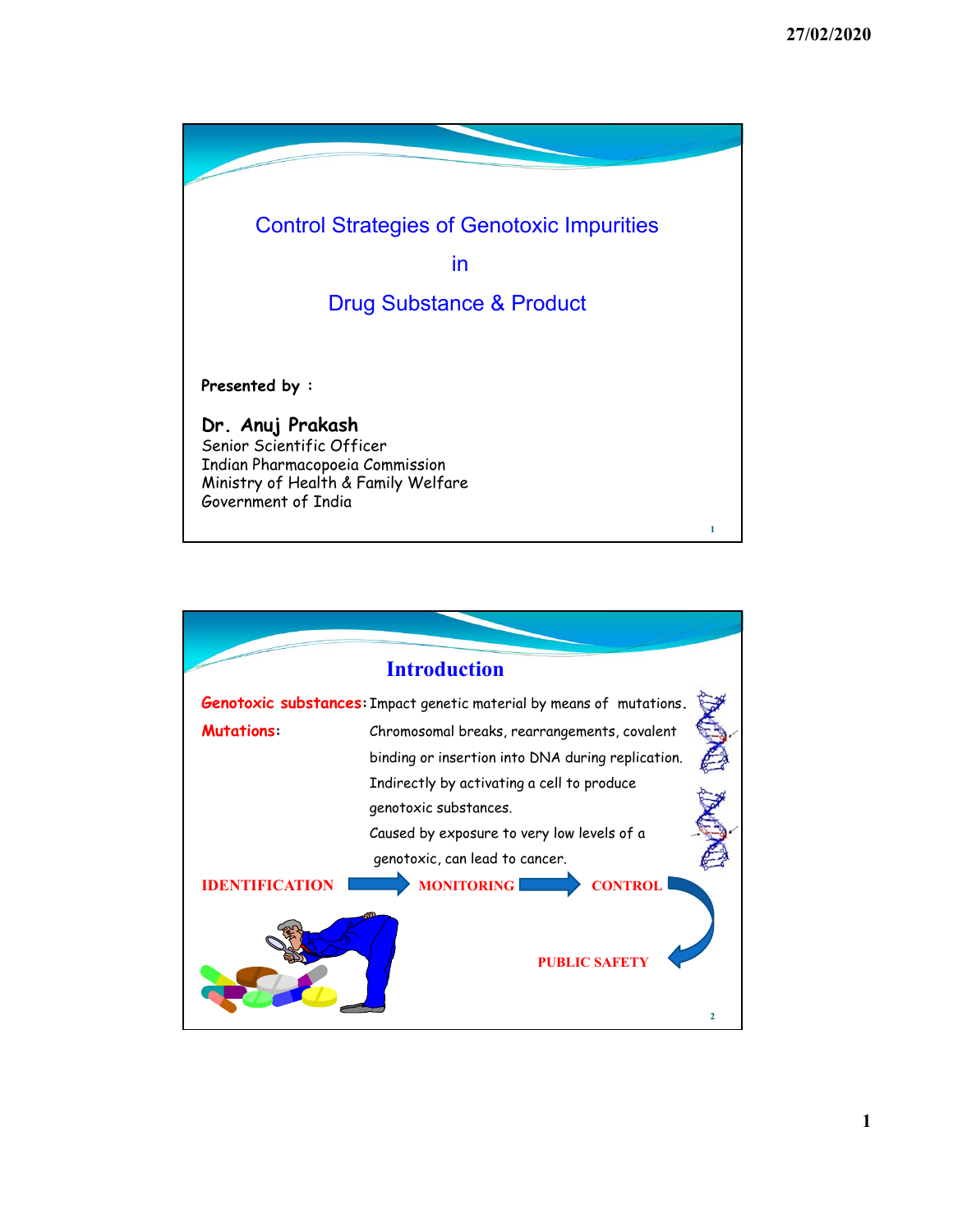# Control Strategies of Genotoxic Impurities in Drug Substance & Product

Presented by :

**Dr. Anuj Prakash**
Senior Scientific Officer
Indian Pharmacopoeia Commission
Ministry of Health & Family Welfare
Government of India

## Introduction

**Genotoxic substances:** Impact genetic material by means of mutations.

**Mutations:** Chromosomal breaks, rearrangements, covalent binding or insertion into DNA during replication.
Indirectly by activating a cell to produce genotoxic substances.
Caused by exposure to very low levels of a genotoxic, can lead to cancer.

IDENTIFICATION → MONITORING → CONTROL → PUBLIC SAFETY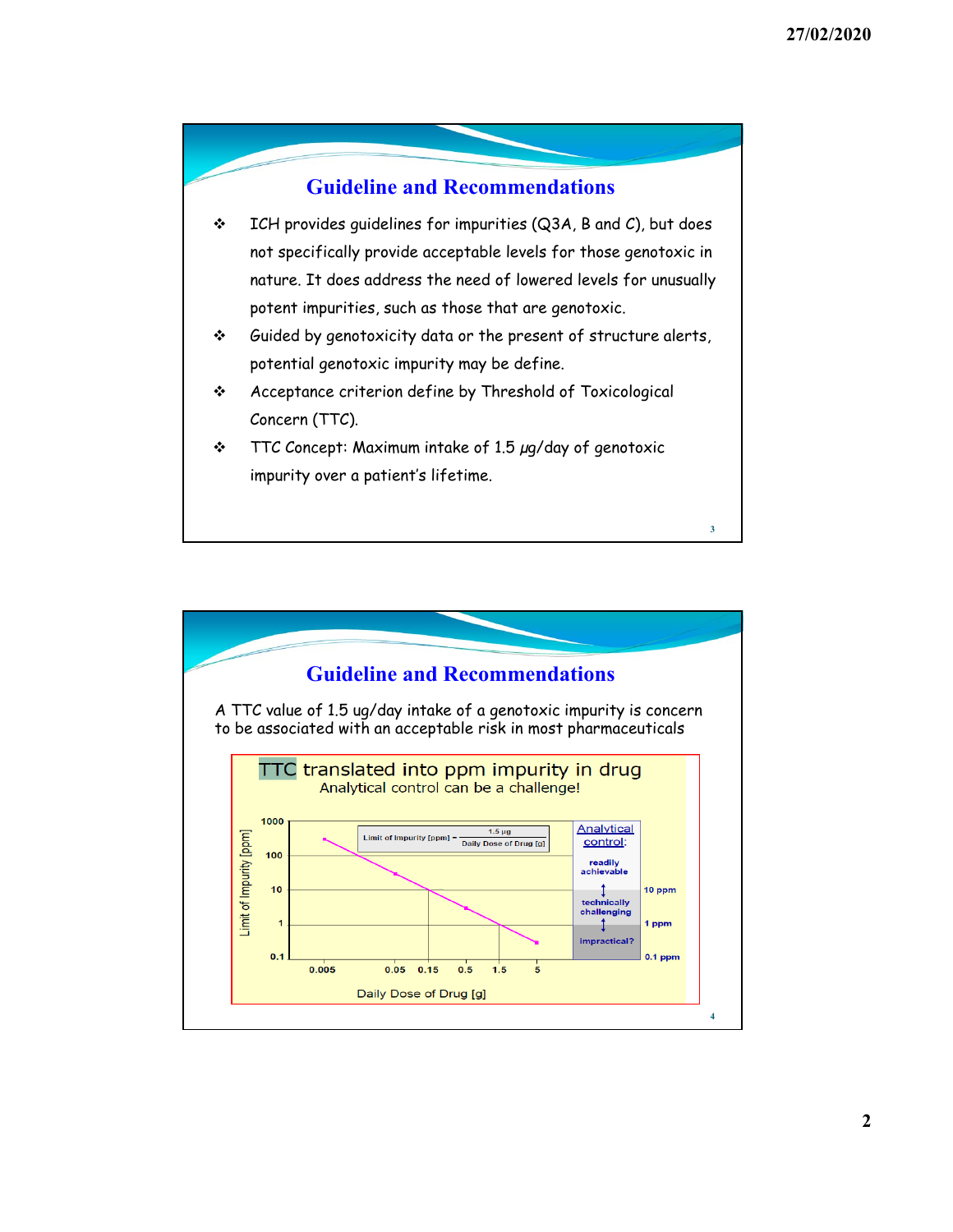## Guideline and Recommendations

- ICH provides guidelines for impurities (Q3A, B and C), but does not specifically provide acceptable levels for those genotoxic in nature. It does address the need of lowered levels for unusually potent impurities, such as those that are genotoxic.
- Guided by genotoxicity data or the present of structure alerts, potential genotoxic impurity may be define.
- Acceptance criterion define by Threshold of Toxicological Concern (TTC).
- TTC Concept: Maximum intake of 1.5 μg/day of genotoxic impurity over a patient's lifetime.

## Guideline and Recommendations

A TTC value of 1.5 ug/day intake of a genotoxic impurity is concern to be associated with an acceptable risk in most pharmaceuticals

**TTC translated into ppm impurity in drug**

Analytical control can be a challenge!

$$\text{Limit of Impurity [ppm]} = \frac{1.5\ \mu g}{\text{Daily Dose of Drug [g]}}$$

Limit of Impurity [ppm]: 1000, 100, 10, 1, 0.1

Daily Dose of Drug [g]: 0.005, 0.05, 0.15, 0.5, 1.5, 5

Analytical control:
- readily achievable
- 10 ppm
- technically challenging
- 1 ppm
- impractical?
- 0.1 ppm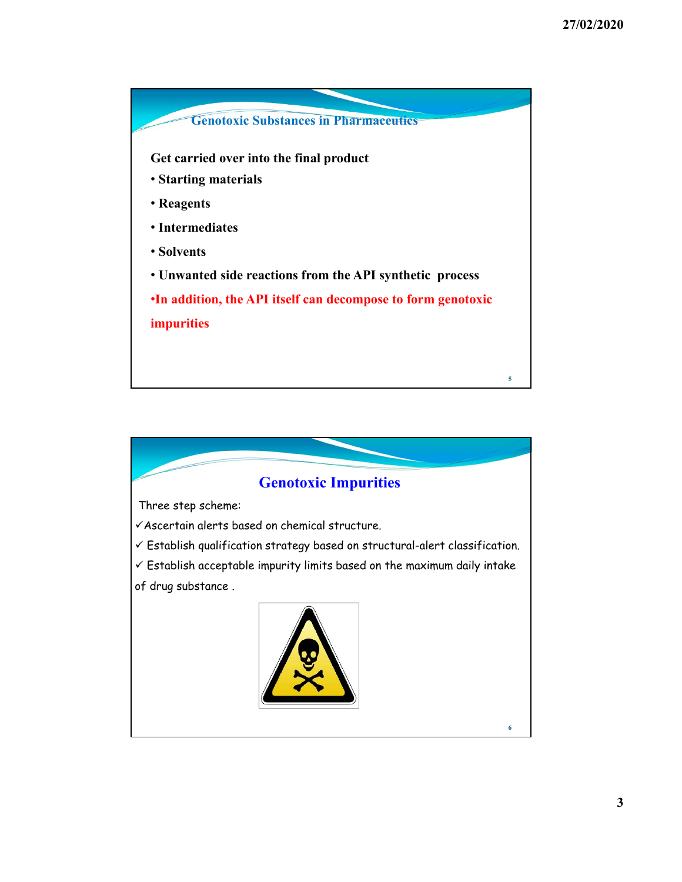## Genotoxic Substances in Pharmaceutics

**Get carried over into the final product**

- **Starting materials**
- **Reagents**
- **Intermediates**
- **Solvents**
- **Unwanted side reactions from the API synthetic process**
- **In addition, the API itself can decompose to form genotoxic impurities**

## Genotoxic Impurities

Three step scheme:

- ✓ Ascertain alerts based on chemical structure.
- ✓ Establish qualification strategy based on structural-alert classification.
- ✓ Establish acceptable impurity limits based on the maximum daily intake of drug substance .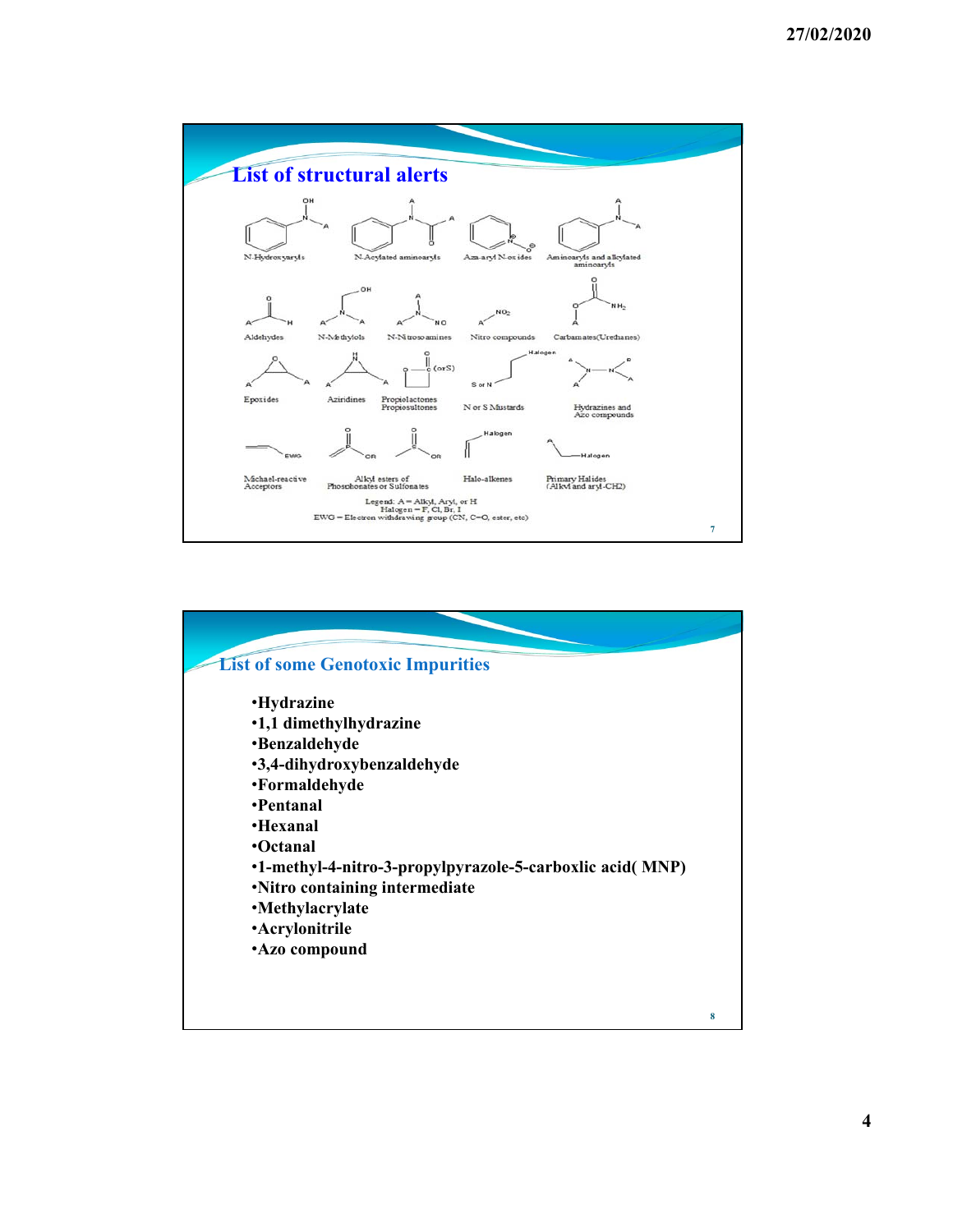## List of structural alerts

N-Hydroxyaryls | N-Acylated aminoaryls | Aza-aryl N-oxides | Aminoaryls and alkylated aminoaryls

Aldehydes | N-Methylols | N-Nitrosoamines | Nitro compounds | Carbamates (Urethanes)

Epoxides | Aziridines | Propiolactones Propiosultones | N or S Mustards | Hydrazines and Azo compounds

Michael-reactive Acceptors | Alkyl esters of Phosphonates or Sulfonates | Halo-alkenes | Primary Halides (Alkyl and aryl-CH2)

Legend: A = Alkyl, Aryl, or H
Halogen = F, Cl, Br, I
EWG = Electron withdrawing group (CN, C=O, ester, etc)

## List of some Genotoxic Impurities

- **Hydrazine**
- **1,1 dimethylhydrazine**
- **Benzaldehyde**
- **3,4-dihydroxybenzaldehyde**
- **Formaldehyde**
- **Pentanal**
- **Hexanal**
- **Octanal**
- **1-methyl-4-nitro-3-propylpyrazole-5-carboxlic acid( MNP)**
- **Nitro containing intermediate**
- **Methylacrylate**
- **Acrylonitrile**
- **Azo compound**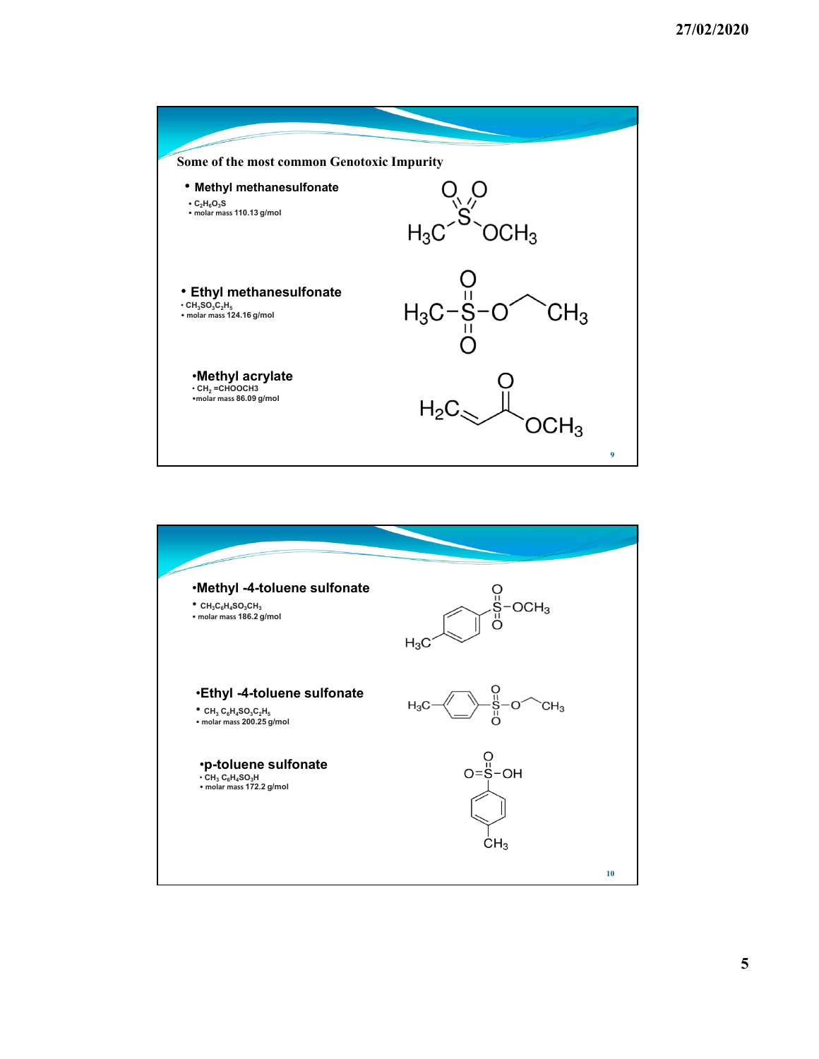## Some of the most common Genotoxic Impurity

- **Methyl methanesulfonate**
  - $C_2H_6O_3S$
  - molar mass 110.13 g/mol

- **Ethyl methanesulfonate**
  - $CH_3SO_3C_2H_5$
  - molar mass 124.16 g/mol

- **Methyl acrylate**
  - $CH_2$ =CHOOCH3
  - molar mass 86.09 g/mol

---

- **Methyl -4-toluene sulfonate**
  - $CH_3C_6H_4SO_3CH_3$
  - molar mass 186.2 g/mol

- **Ethyl -4-toluene sulfonate**
  - $CH_3$ $C_6H_4SO_3C_2H_5$
  - molar mass 200.25 g/mol

- **p-toluene sulfonate**
  - $CH_3$ $C_6H_4SO_3H$
  - molar mass 172.2 g/mol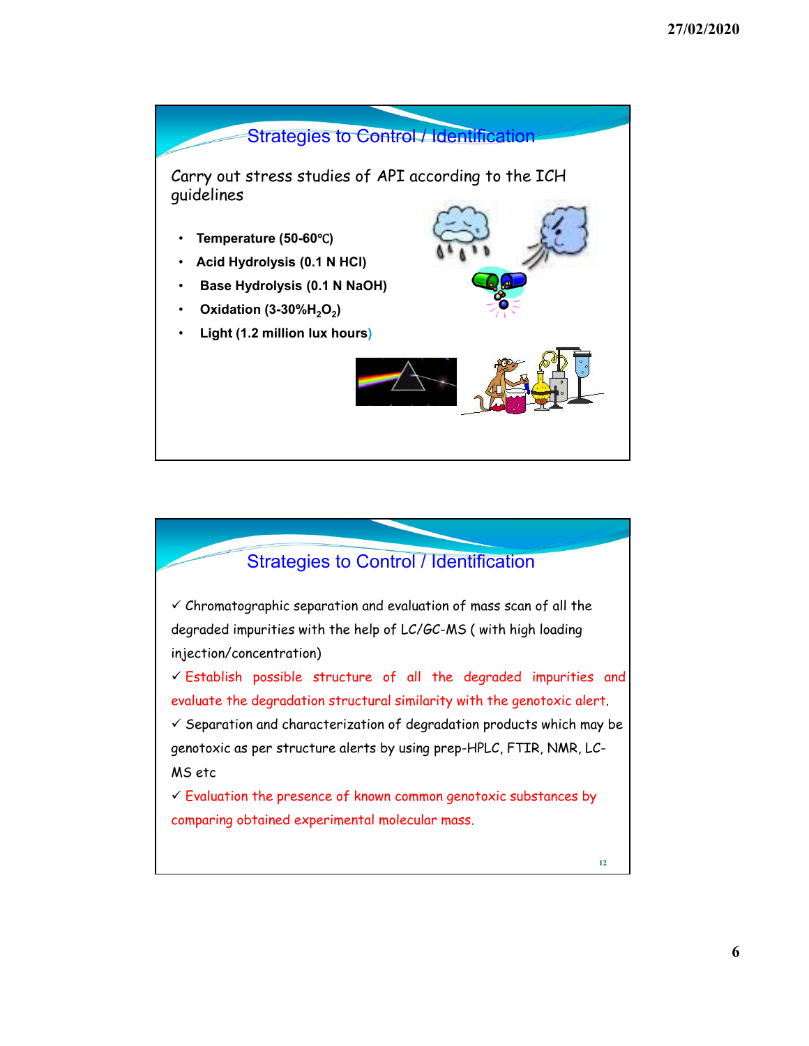## Strategies to Control / Identification

Carry out stress studies of API according to the ICH guidelines

- **Temperature (50-60℃)**
- **Acid Hydrolysis (0.1 N HCl)**
- **Base Hydrolysis (0.1 N NaOH)**
- **Oxidation (3-30%$H_2O_2$)**
- **Light (1.2 million lux hours)**

## Strategies to Control / Identification

✓ Chromatographic separation and evaluation of mass scan of all the degraded impurities with the help of LC/GC-MS ( with high loading injection/concentration)

✓ Establish possible structure of all the degraded impurities and evaluate the degradation structural similarity with the genotoxic alert.

✓ Separation and characterization of degradation products which may be genotoxic as per structure alerts by using prep-HPLC, FTIR, NMR, LC-MS etc

✓ Evaluation the presence of known common genotoxic substances by comparing obtained experimental molecular mass.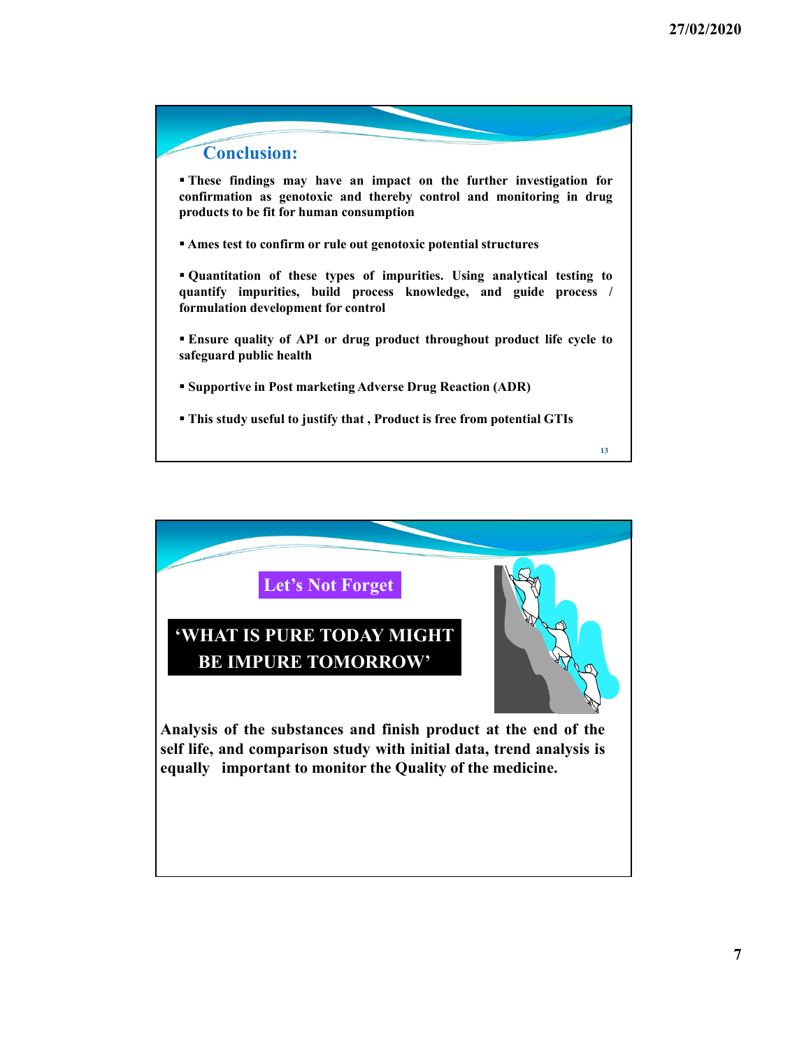## Conclusion:

- These findings may have an impact on the further investigation for confirmation as genotoxic and thereby control and monitoring in drug products to be fit for human consumption
- Ames test to confirm or rule out genotoxic potential structures
- Quantitation of these types of impurities. Using analytical testing to quantify impurities, build process knowledge, and guide process / formulation development for control
- Ensure quality of API or drug product throughout product life cycle to safeguard public health
- Supportive in Post marketing Adverse Drug Reaction (ADR)
- This study useful to justify that , Product is free from potential GTIs

## Let's Not Forget

**'WHAT IS PURE TODAY MIGHT BE IMPURE TOMORROW'**

**Analysis of the substances and finish product at the end of the self life, and comparison study with initial data, trend analysis is equally important to monitor the Quality of the medicine.**